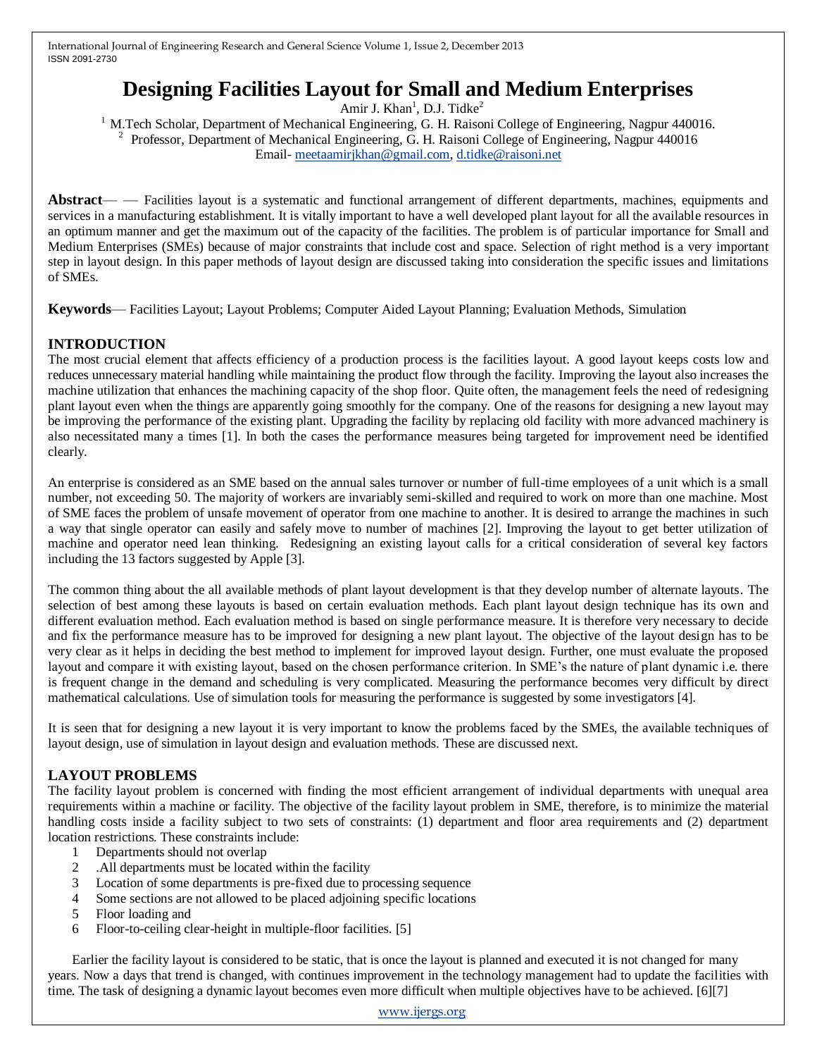# Designing Facilities Layout for Small and Medium Enterprises

Amir J. Khan[1], D.J. Tidke[2]

[1] M.Tech Scholar, Department of Mechanical Engineering, G. H. Raisoni College of Engineering, Nagpur 440016.

[2] Professor, Department of Mechanical Engineering, G. H. Raisoni College of Engineering, Nagpur 440016

Email- meetaamirjkhan@gmail.com, d.tidke@raisoni.net

**Abstract**— — Facilities layout is a systematic and functional arrangement of different departments, machines, equipments and services in a manufacturing establishment. It is vitally important to have a well developed plant layout for all the available resources in an optimum manner and get the maximum out of the capacity of the facilities. The problem is of particular importance for Small and Medium Enterprises (SMEs) because of major constraints that include cost and space. Selection of right method is a very important step in layout design. In this paper methods of layout design are discussed taking into consideration the specific issues and limitations of SMEs.

**Keywords**— Facilities Layout; Layout Problems; Computer Aided Layout Planning; Evaluation Methods, Simulation

## INTRODUCTION

The most crucial element that affects efficiency of a production process is the facilities layout. A good layout keeps costs low and reduces unnecessary material handling while maintaining the product flow through the facility. Improving the layout also increases the machine utilization that enhances the machining capacity of the shop floor. Quite often, the management feels the need of redesigning plant layout even when the things are apparently going smoothly for the company. One of the reasons for designing a new layout may be improving the performance of the existing plant. Upgrading the facility by replacing old facility with more advanced machinery is also necessitated many a times [1]. In both the cases the performance measures being targeted for improvement need be identified clearly.

An enterprise is considered as an SME based on the annual sales turnover or number of full-time employees of a unit which is a small number, not exceeding 50. The majority of workers are invariably semi-skilled and required to work on more than one machine. Most of SME faces the problem of unsafe movement of operator from one machine to another. It is desired to arrange the machines in such a way that single operator can easily and safely move to number of machines [2]. Improving the layout to get better utilization of machine and operator need lean thinking. Redesigning an existing layout calls for a critical consideration of several key factors including the 13 factors suggested by Apple [3].

The common thing about the all available methods of plant layout development is that they develop number of alternate layouts. The selection of best among these layouts is based on certain evaluation methods. Each plant layout design technique has its own and different evaluation method. Each evaluation method is based on single performance measure. It is therefore very necessary to decide and fix the performance measure has to be improved for designing a new plant layout. The objective of the layout design has to be very clear as it helps in deciding the best method to implement for improved layout design. Further, one must evaluate the proposed layout and compare it with existing layout, based on the chosen performance criterion. In SME's the nature of plant dynamic i.e. there is frequent change in the demand and scheduling is very complicated. Measuring the performance becomes very difficult by direct mathematical calculations. Use of simulation tools for measuring the performance is suggested by some investigators [4].

It is seen that for designing a new layout it is very important to know the problems faced by the SMEs, the available techniques of layout design, use of simulation in layout design and evaluation methods. These are discussed next.

## LAYOUT PROBLEMS

The facility layout problem is concerned with finding the most efficient arrangement of individual departments with unequal area requirements within a machine or facility. The objective of the facility layout problem in SME, therefore, is to minimize the material handling costs inside a facility subject to two sets of constraints: (1) department and floor area requirements and (2) department location restrictions. These constraints include:

1. Departments should not overlap
2. .All departments must be located within the facility
3. Location of some departments is pre-fixed due to processing sequence
4. Some sections are not allowed to be placed adjoining specific locations
5. Floor loading and
6. Floor-to-ceiling clear-height in multiple-floor facilities. [5]

Earlier the facility layout is considered to be static, that is once the layout is planned and executed it is not changed for many years. Now a days that trend is changed, with continues improvement in the technology management had to update the facilities with time. The task of designing a dynamic layout becomes even more difficult when multiple objectives have to be achieved. [6][7]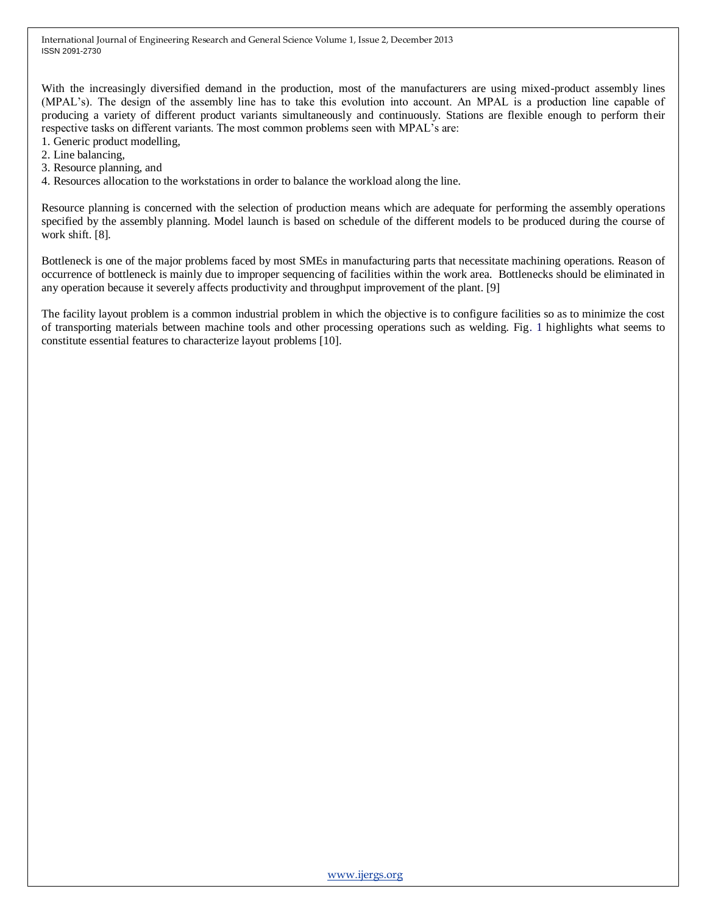With the increasingly diversified demand in the production, most of the manufacturers are using mixed-product assembly lines (MPAL's). The design of the assembly line has to take this evolution into account. An MPAL is a production line capable of producing a variety of different product variants simultaneously and continuously. Stations are flexible enough to perform their respective tasks on different variants. The most common problems seen with MPAL's are:

1. Generic product modelling,
2. Line balancing,
3. Resource planning, and
4. Resources allocation to the workstations in order to balance the workload along the line.

Resource planning is concerned with the selection of production means which are adequate for performing the assembly operations specified by the assembly planning. Model launch is based on schedule of the different models to be produced during the course of work shift. [8].

Bottleneck is one of the major problems faced by most SMEs in manufacturing parts that necessitate machining operations. Reason of occurrence of bottleneck is mainly due to improper sequencing of facilities within the work area. Bottlenecks should be eliminated in any operation because it severely affects productivity and throughput improvement of the plant. [9]

The facility layout problem is a common industrial problem in which the objective is to configure facilities so as to minimize the cost of transporting materials between machine tools and other processing operations such as welding. Fig. 1 highlights what seems to constitute essential features to characterize layout problems [10].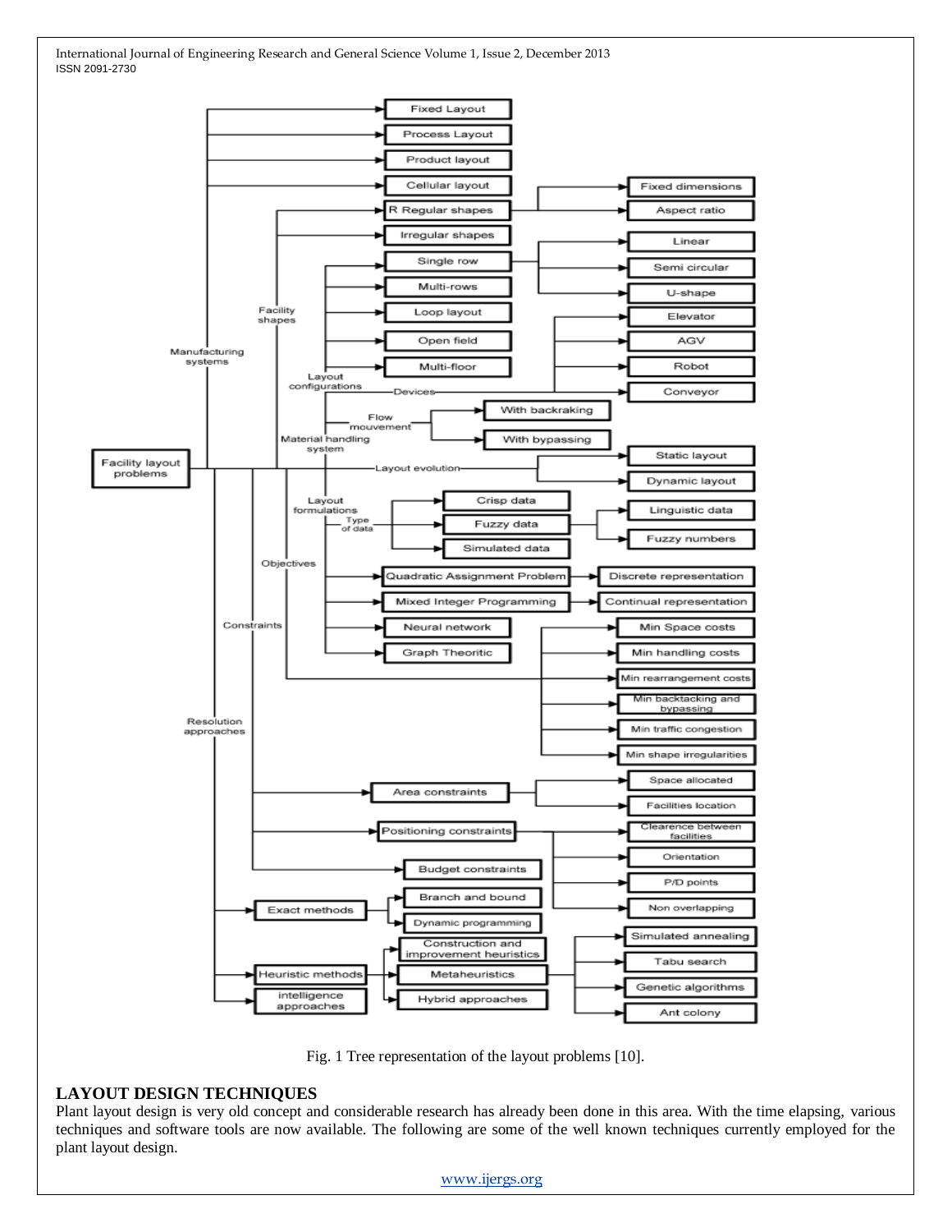Fig. 1 Tree representation of the layout problems [10].

## LAYOUT DESIGN TECHNIQUES

Plant layout design is very old concept and considerable research has already been done in this area. With the time elapsing, various techniques and software tools are now available. The following are some of the well known techniques currently employed for the plant layout design.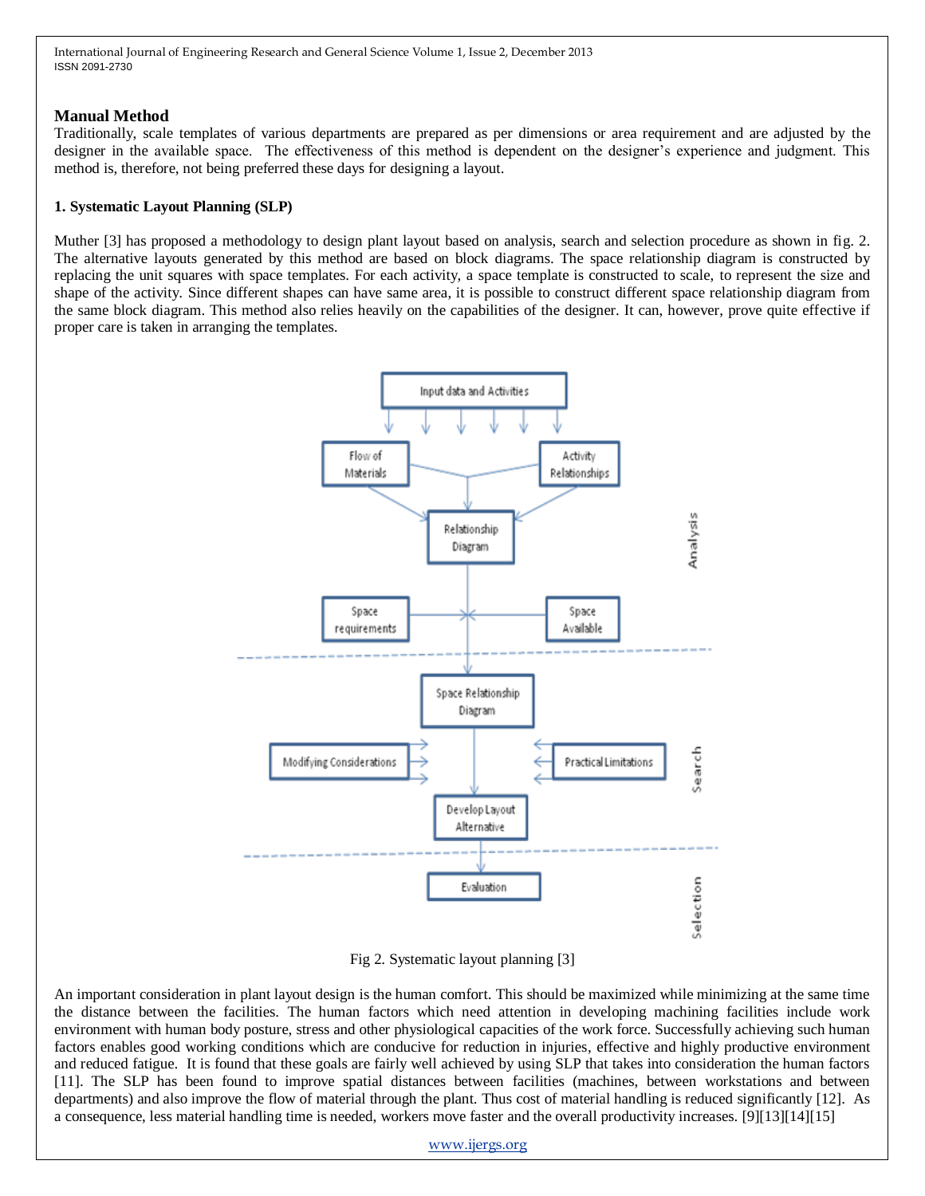## Manual Method

Traditionally, scale templates of various departments are prepared as per dimensions or area requirement and are adjusted by the designer in the available space. The effectiveness of this method is dependent on the designer's experience and judgment. This method is, therefore, not being preferred these days for designing a layout.

### 1. Systematic Layout Planning (SLP)

Muther [3] has proposed a methodology to design plant layout based on analysis, search and selection procedure as shown in fig. 2. The alternative layouts generated by this method are based on block diagrams. The space relationship diagram is constructed by replacing the unit squares with space templates. For each activity, a space template is constructed to scale, to represent the size and shape of the activity. Since different shapes can have same area, it is possible to construct different space relationship diagram from the same block diagram. This method also relies heavily on the capabilities of the designer. It can, however, prove quite effective if proper care is taken in arranging the templates.

Input data and Activities

Flow of Materials | Activity Relationships

Relationship Diagram

Space requirements | Space Available

Analysis

Space Relationship Diagram

Modifying Considerations | Practical Limitations

Develop Layout Alternative

Search

Evaluation

Selection

Fig 2. Systematic layout planning [3]

An important consideration in plant layout design is the human comfort. This should be maximized while minimizing at the same time the distance between the facilities. The human factors which need attention in developing machining facilities include work environment with human body posture, stress and other physiological capacities of the work force. Successfully achieving such human factors enables good working conditions which are conducive for reduction in injuries, effective and highly productive environment and reduced fatigue. It is found that these goals are fairly well achieved by using SLP that takes into consideration the human factors [11]. The SLP has been found to improve spatial distances between facilities (machines, between workstations and between departments) and also improve the flow of material through the plant. Thus cost of material handling is reduced significantly [12]. As a consequence, less material handling time is needed, workers move faster and the overall productivity increases. [9][13][14][15]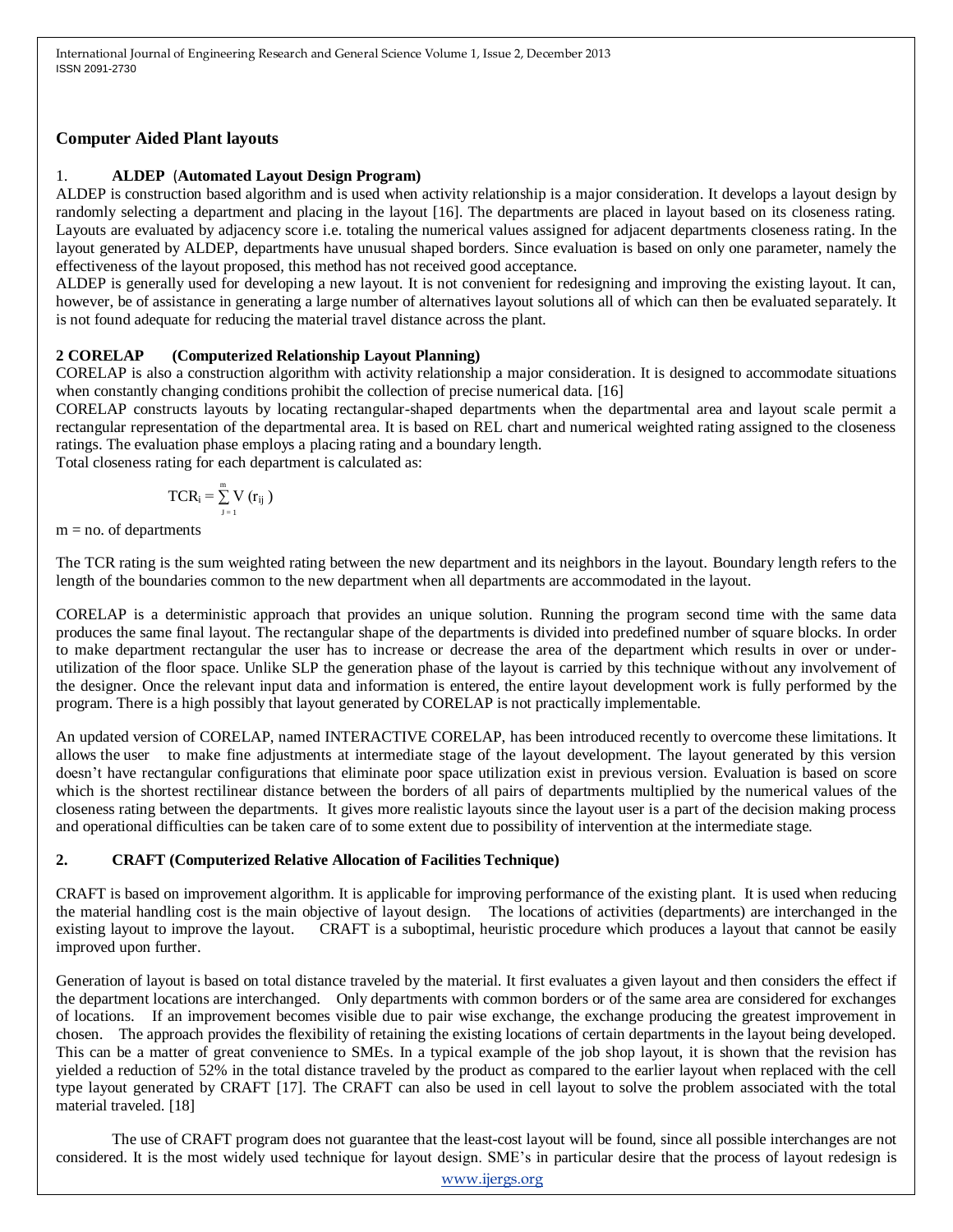## Computer Aided Plant layouts

### 1. ALDEP (Automated Layout Design Program)

ALDEP is construction based algorithm and is used when activity relationship is a major consideration. It develops a layout design by randomly selecting a department and placing in the layout [16]. The departments are placed in layout based on its closeness rating. Layouts are evaluated by adjacency score i.e. totaling the numerical values assigned for adjacent departments closeness rating. In the layout generated by ALDEP, departments have unusual shaped borders. Since evaluation is based on only one parameter, namely the effectiveness of the layout proposed, this method has not received good acceptance.

ALDEP is generally used for developing a new layout. It is not convenient for redesigning and improving the existing layout. It can, however, be of assistance in generating a large number of alternatives layout solutions all of which can then be evaluated separately. It is not found adequate for reducing the material travel distance across the plant.

### 2 CORELAP (Computerized Relationship Layout Planning)

CORELAP is also a construction algorithm with activity relationship a major consideration. It is designed to accommodate situations when constantly changing conditions prohibit the collection of precise numerical data. [16]

CORELAP constructs layouts by locating rectangular-shaped departments when the departmental area and layout scale permit a rectangular representation of the departmental area. It is based on REL chart and numerical weighted rating assigned to the closeness ratings. The evaluation phase employs a placing rating and a boundary length.

Total closeness rating for each department is calculated as:

$$TCR_i = \sum_{J=1}^{m} V\,(r_{ij})$$

m = no. of departments

The TCR rating is the sum weighted rating between the new department and its neighbors in the layout. Boundary length refers to the length of the boundaries common to the new department when all departments are accommodated in the layout.

CORELAP is a deterministic approach that provides an unique solution. Running the program second time with the same data produces the same final layout. The rectangular shape of the departments is divided into predefined number of square blocks. In order to make department rectangular the user has to increase or decrease the area of the department which results in over or under-utilization of the floor space. Unlike SLP the generation phase of the layout is carried by this technique without any involvement of the designer. Once the relevant input data and information is entered, the entire layout development work is fully performed by the program. There is a high possibly that layout generated by CORELAP is not practically implementable.

An updated version of CORELAP, named INTERACTIVE CORELAP, has been introduced recently to overcome these limitations. It allows the user to make fine adjustments at intermediate stage of the layout development. The layout generated by this version doesn't have rectangular configurations that eliminate poor space utilization exist in previous version. Evaluation is based on score which is the shortest rectilinear distance between the borders of all pairs of departments multiplied by the numerical values of the closeness rating between the departments. It gives more realistic layouts since the layout user is a part of the decision making process and operational difficulties can be taken care of to some extent due to possibility of intervention at the intermediate stage.

### 2. CRAFT (Computerized Relative Allocation of Facilities Technique)

CRAFT is based on improvement algorithm. It is applicable for improving performance of the existing plant. It is used when reducing the material handling cost is the main objective of layout design. The locations of activities (departments) are interchanged in the existing layout to improve the layout. CRAFT is a suboptimal, heuristic procedure which produces a layout that cannot be easily improved upon further.

Generation of layout is based on total distance traveled by the material. It first evaluates a given layout and then considers the effect if the department locations are interchanged. Only departments with common borders or of the same area are considered for exchanges of locations. If an improvement becomes visible due to pair wise exchange, the exchange producing the greatest improvement in chosen. The approach provides the flexibility of retaining the existing locations of certain departments in the layout being developed. This can be a matter of great convenience to SMEs. In a typical example of the job shop layout, it is shown that the revision has yielded a reduction of 52% in the total distance traveled by the product as compared to the earlier layout when replaced with the cell type layout generated by CRAFT [17]. The CRAFT can also be used in cell layout to solve the problem associated with the total material traveled. [18]

The use of CRAFT program does not guarantee that the least-cost layout will be found, since all possible interchanges are not considered. It is the most widely used technique for layout design. SME's in particular desire that the process of layout redesign is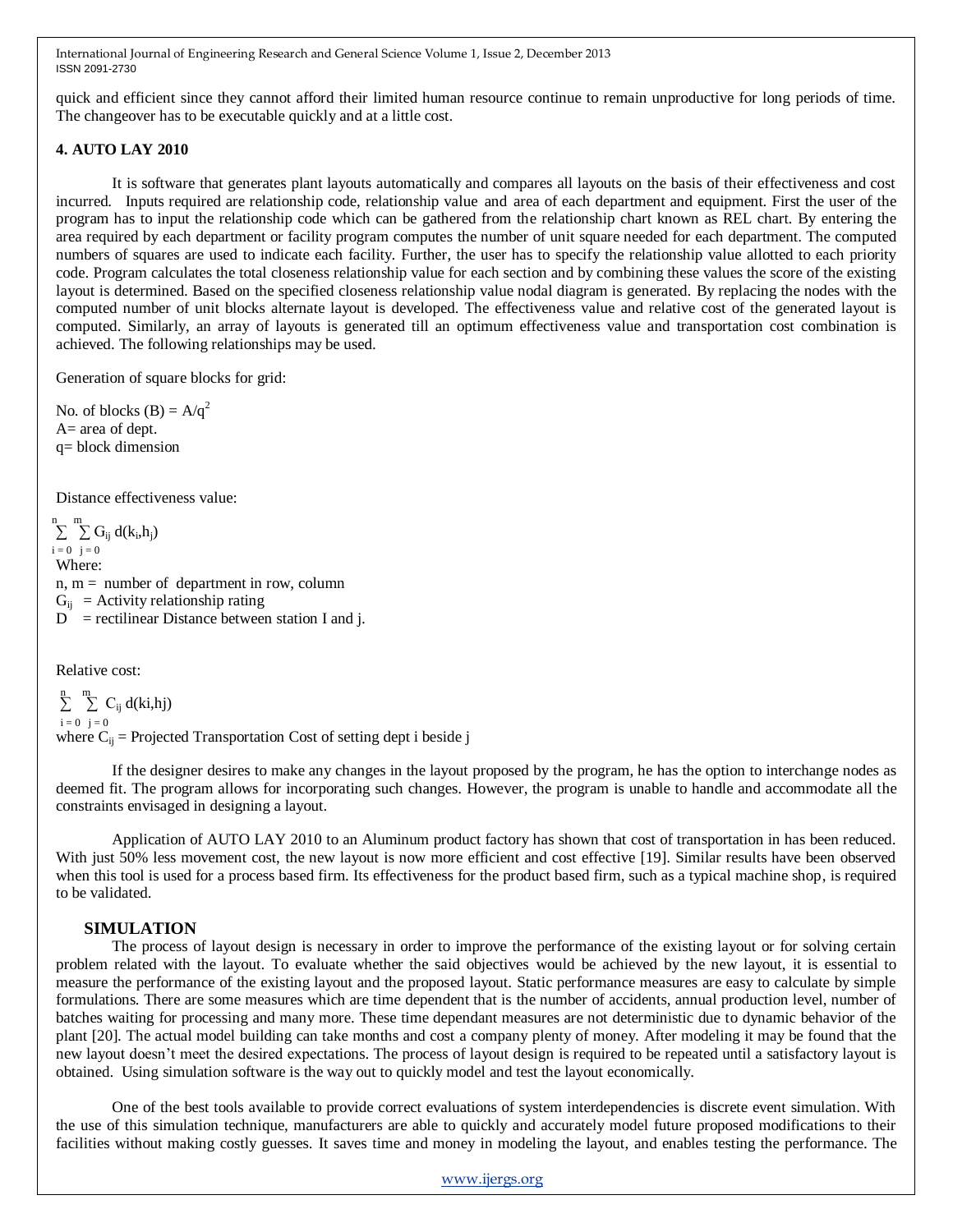quick and efficient since they cannot afford their limited human resource continue to remain unproductive for long periods of time. The changeover has to be executable quickly and at a little cost.

## 4. AUTO LAY 2010

It is software that generates plant layouts automatically and compares all layouts on the basis of their effectiveness and cost incurred. Inputs required are relationship code, relationship value and area of each department and equipment. First the user of the program has to input the relationship code which can be gathered from the relationship chart known as REL chart. By entering the area required by each department or facility program computes the number of unit square needed for each department. The computed numbers of squares are used to indicate each facility. Further, the user has to specify the relationship value allotted to each priority code. Program calculates the total closeness relationship value for each section and by combining these values the score of the existing layout is determined. Based on the specified closeness relationship value nodal diagram is generated. By replacing the nodes with the computed number of unit blocks alternate layout is developed. The effectiveness value and relative cost of the generated layout is computed. Similarly, an array of layouts is generated till an optimum effectiveness value and transportation cost combination is achieved. The following relationships may be used.

Generation of square blocks for grid:

No. of blocks (B) = $A/q^2$
A= area of dept.
q= block dimension

Distance effectiveness value:

$$\sum_{i=0}^{n} \sum_{j=0}^{m} G_{ij}\, d(k_i,h_j)$$

Where:
n, m = number of department in row, column
$G_{ij}$ = Activity relationship rating
D = rectilinear Distance between station I and j.

Relative cost:

$$\sum_{i=0}^{n} \sum_{j=0}^{m} C_{ij}\, d(ki,hj)$$

where $C_{ij}$ = Projected Transportation Cost of setting dept i beside j

If the designer desires to make any changes in the layout proposed by the program, he has the option to interchange nodes as deemed fit. The program allows for incorporating such changes. However, the program is unable to handle and accommodate all the constraints envisaged in designing a layout.

Application of AUTO LAY 2010 to an Aluminum product factory has shown that cost of transportation in has been reduced. With just 50% less movement cost, the new layout is now more efficient and cost effective [19]. Similar results have been observed when this tool is used for a process based firm. Its effectiveness for the product based firm, such as a typical machine shop, is required to be validated.

## SIMULATION

The process of layout design is necessary in order to improve the performance of the existing layout or for solving certain problem related with the layout. To evaluate whether the said objectives would be achieved by the new layout, it is essential to measure the performance of the existing layout and the proposed layout. Static performance measures are easy to calculate by simple formulations. There are some measures which are time dependent that is the number of accidents, annual production level, number of batches waiting for processing and many more. These time dependant measures are not deterministic due to dynamic behavior of the plant [20]. The actual model building can take months and cost a company plenty of money. After modeling it may be found that the new layout doesn't meet the desired expectations. The process of layout design is required to be repeated until a satisfactory layout is obtained. Using simulation software is the way out to quickly model and test the layout economically.

One of the best tools available to provide correct evaluations of system interdependencies is discrete event simulation. With the use of this simulation technique, manufacturers are able to quickly and accurately model future proposed modifications to their facilities without making costly guesses. It saves time and money in modeling the layout, and enables testing the performance. The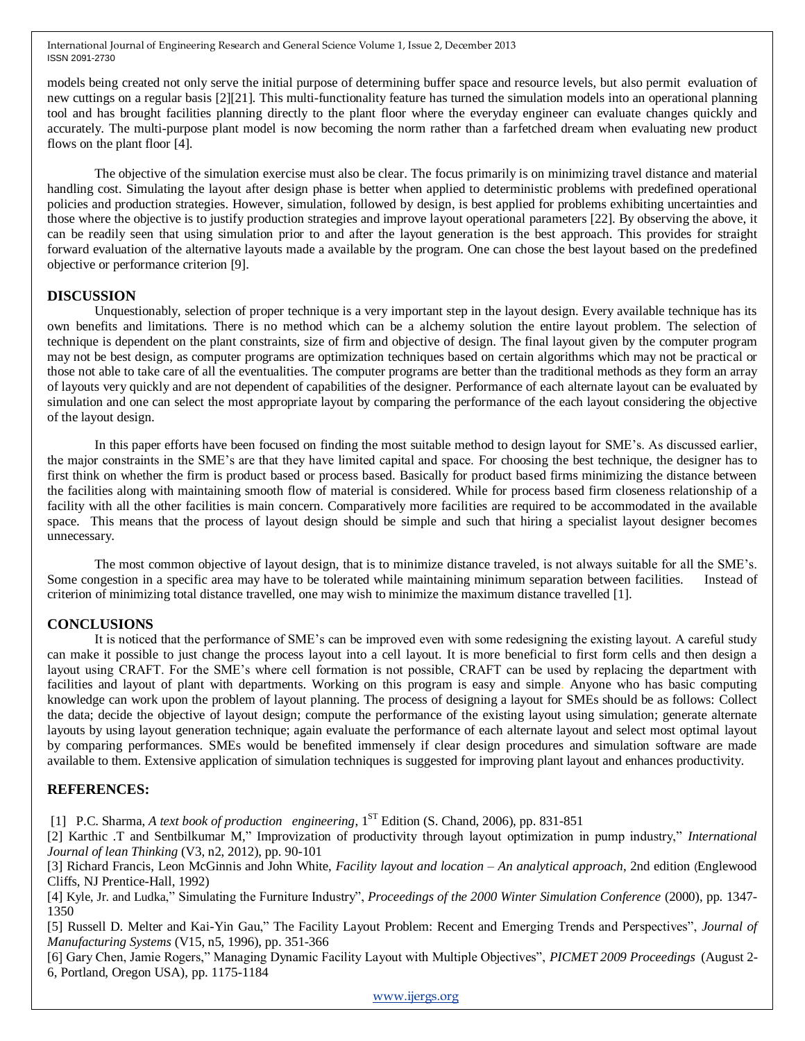models being created not only serve the initial purpose of determining buffer space and resource levels, but also permit evaluation of new cuttings on a regular basis [2][21]. This multi-functionality feature has turned the simulation models into an operational planning tool and has brought facilities planning directly to the plant floor where the everyday engineer can evaluate changes quickly and accurately. The multi-purpose plant model is now becoming the norm rather than a farfetched dream when evaluating new product flows on the plant floor [4].

The objective of the simulation exercise must also be clear. The focus primarily is on minimizing travel distance and material handling cost. Simulating the layout after design phase is better when applied to deterministic problems with predefined operational policies and production strategies. However, simulation, followed by design, is best applied for problems exhibiting uncertainties and those where the objective is to justify production strategies and improve layout operational parameters [22]. By observing the above, it can be readily seen that using simulation prior to and after the layout generation is the best approach. This provides for straight forward evaluation of the alternative layouts made a available by the program. One can chose the best layout based on the predefined objective or performance criterion [9].

## DISCUSSION

Unquestionably, selection of proper technique is a very important step in the layout design. Every available technique has its own benefits and limitations. There is no method which can be a alchemy solution the entire layout problem. The selection of technique is dependent on the plant constraints, size of firm and objective of design. The final layout given by the computer program may not be best design, as computer programs are optimization techniques based on certain algorithms which may not be practical or those not able to take care of all the eventualities. The computer programs are better than the traditional methods as they form an array of layouts very quickly and are not dependent of capabilities of the designer. Performance of each alternate layout can be evaluated by simulation and one can select the most appropriate layout by comparing the performance of the each layout considering the objective of the layout design.

In this paper efforts have been focused on finding the most suitable method to design layout for SME's. As discussed earlier, the major constraints in the SME's are that they have limited capital and space. For choosing the best technique, the designer has to first think on whether the firm is product based or process based. Basically for product based firms minimizing the distance between the facilities along with maintaining smooth flow of material is considered. While for process based firm closeness relationship of a facility with all the other facilities is main concern. Comparatively more facilities are required to be accommodated in the available space. This means that the process of layout design should be simple and such that hiring a specialist layout designer becomes unnecessary.

The most common objective of layout design, that is to minimize distance traveled, is not always suitable for all the SME's. Some congestion in a specific area may have to be tolerated while maintaining minimum separation between facilities. Instead of criterion of minimizing total distance travelled, one may wish to minimize the maximum distance travelled [1].

## CONCLUSIONS

It is noticed that the performance of SME's can be improved even with some redesigning the existing layout. A careful study can make it possible to just change the process layout into a cell layout. It is more beneficial to first form cells and then design a layout using CRAFT. For the SME's where cell formation is not possible, CRAFT can be used by replacing the department with facilities and layout of plant with departments. Working on this program is easy and simple. Anyone who has basic computing knowledge can work upon the problem of layout planning. The process of designing a layout for SMEs should be as follows: Collect the data; decide the objective of layout design; compute the performance of the existing layout using simulation; generate alternate layouts by using layout generation technique; again evaluate the performance of each alternate layout and select most optimal layout by comparing performances. SMEs would be benefited immensely if clear design procedures and simulation software are made available to them. Extensive application of simulation techniques is suggested for improving plant layout and enhances productivity.

## REFERENCES:

[1] P.C. Sharma, *A text book of production engineering*, 1ST Edition (S. Chand, 2006), pp. 831-851

[2] Karthic .T and Sentbilkumar M," Improvization of productivity through layout optimization in pump industry," *International Journal of lean Thinking* (V3, n2, 2012), pp. 90-101

[3] Richard Francis, Leon McGinnis and John White, *Facility layout and location – An analytical approach*, 2nd edition (Englewood Cliffs, NJ Prentice-Hall, 1992)

[4] Kyle, Jr. and Ludka," Simulating the Furniture Industry", *Proceedings of the 2000 Winter Simulation Conference* (2000), pp. 1347-1350

[5] Russell D. Melter and Kai-Yin Gau," The Facility Layout Problem: Recent and Emerging Trends and Perspectives", *Journal of Manufacturing Systems* (V15, n5, 1996), pp. 351-366

[6] Gary Chen, Jamie Rogers," Managing Dynamic Facility Layout with Multiple Objectives", *PICMET 2009 Proceedings* (August 2-6, Portland, Oregon USA), pp. 1175-1184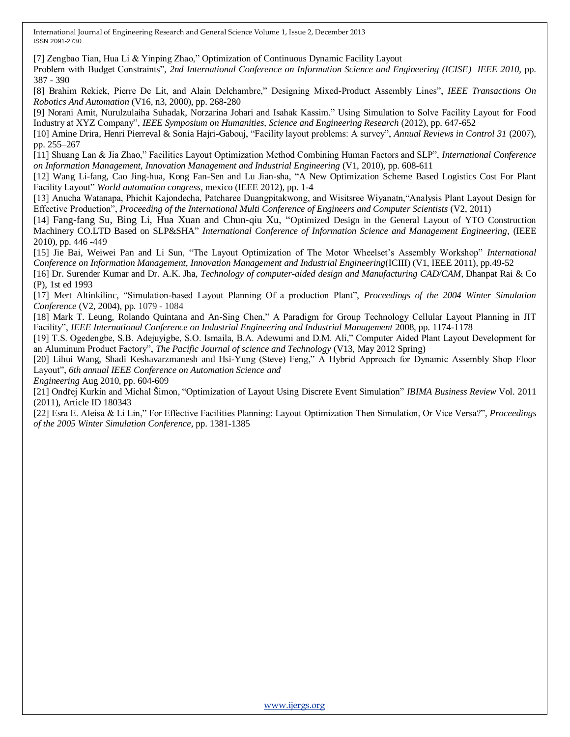[7] Zengbao Tian, Hua Li & Yinping Zhao," Optimization of Continuous Dynamic Facility Layout Problem with Budget Constraints", *2nd International Conference on Information Science and Engineering (ICISE) IEEE 2010*, pp. 387 - 390

[8] Brahim Rekiek, Pierre De Lit, and Alain Delchambre," Designing Mixed-Product Assembly Lines", *IEEE Transactions On Robotics And Automation* (V16, n3, 2000), pp. 268-280

[9] Norani Amit, Nurulzulaiha Suhadak, Norzarina Johari and Isahak Kassim." Using Simulation to Solve Facility Layout for Food Industry at XYZ Company", *IEEE Symposium on Humanities, Science and Engineering Research* (2012), pp. 647-652

[10] Amine Drira, Henri Pierreval & Sonia Hajri-Gabouj, "Facility layout problems: A survey", *Annual Reviews in Control 31* (2007), pp. 255–267

[11] Shuang Lan & Jia Zhao," Facilities Layout Optimization Method Combining Human Factors and SLP", *International Conference on Information Management, Innovation Management and Industrial Engineering* (V1, 2010), pp. 608-611

[12] Wang Li-fang, Cao Jing-hua, Kong Fan-Sen and Lu Jian-sha, "A New Optimization Scheme Based Logistics Cost For Plant Facility Layout" *World automation congress,* mexico (IEEE 2012), pp. 1-4

[13] Anucha Watanapa, Phichit Kajondecha, Patcharee Duangpitakwong, and Wisitsree Wiyanatn,"Analysis Plant Layout Design for Effective Production", *Proceeding of the International Multi Conference of Engineers and Computer Scientists* (V2, 2011)

[14] Fang-fang Su, Bing Li, Hua Xuan and Chun-qiu Xu, "Optimized Design in the General Layout of YTO Construction Machinery CO.LTD Based on SLP&SHA" *International Conference of Information Science and Management Engineering*, (IEEE 2010), pp. 446 -449

[15] Jie Bai, Weiwei Pan and Li Sun, "The Layout Optimization of The Motor Wheelset's Assembly Workshop" *International Conference on Information Management, Innovation Management and Industrial Engineering*(ICIII) (V1, IEEE 2011), pp.49-52

[16] Dr. Surender Kumar and Dr. A.K. Jha, *Technology of computer-aided design and Manufacturing CAD/CAM*, Dhanpat Rai & Co (P), 1st ed 1993

[17] Mert Altinkilinc, "Simulation-based Layout Planning Of a production Plant", *Proceedings of the 2004 Winter Simulation Conference* (V2, 2004), pp. 1079 - 1084

[18] Mark T. Leung, Rolando Quintana and An-Sing Chen," A Paradigm for Group Technology Cellular Layout Planning in JIT Facility", *IEEE International Conference on Industrial Engineering and Industrial Management* 2008, pp. 1174-1178

[19] T.S. Ogedengbe, S.B. Adejuyigbe, S.O. Ismaila, B.A. Adewumi and D.M. Ali," Computer Aided Plant Layout Development for an Aluminum Product Factory", *The Pacific Journal of science and Technology* (V13, May 2012 Spring)

[20] Lihui Wang, Shadi Keshavarzmanesh and Hsi-Yung (Steve) Feng," A Hybrid Approach for Dynamic Assembly Shop Floor Layout", *6th annual IEEE Conference on Automation Science and Engineering* Aug 2010, pp. 604-609

[21] Ondřej Kurkin and Michal Šimon, "Optimization of Layout Using Discrete Event Simulation" *IBIMA Business Review* Vol. 2011 (2011), Article ID 180343

[22] Esra E. Aleisa & Li Lin," For Effective Facilities Planning: Layout Optimization Then Simulation, Or Vice Versa?", *Proceedings of the 2005 Winter Simulation Conference*, pp. 1381-1385